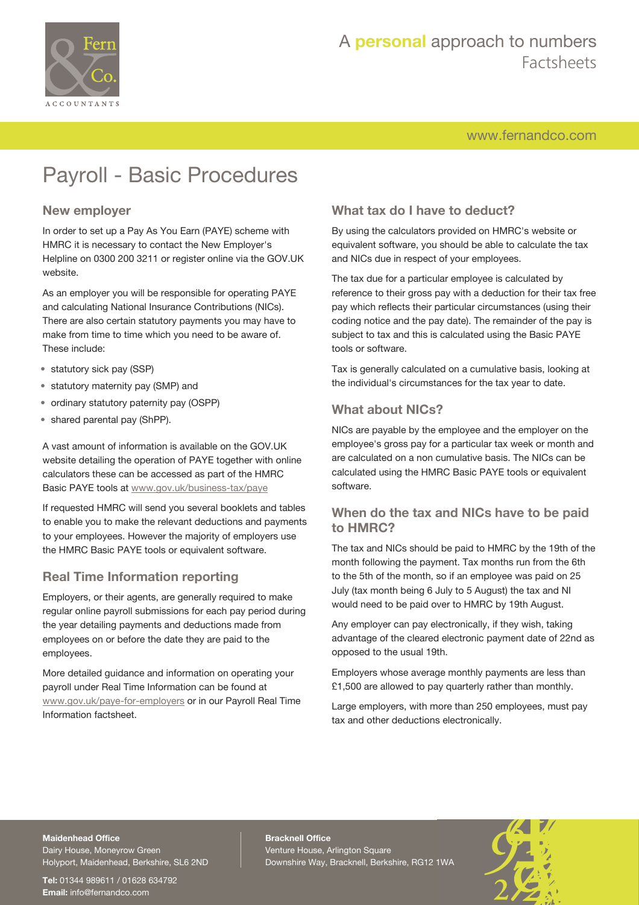# Payroll - Basic Procedures

## New employer

In order to set up a Pay As You Earn (PAYE) scheme with HMRC it is necessary to contact the New Employer's Helpline on 0300 200 3211 or register online via the GOV.UK website.

As an employer you will be responsible for operating PAYE and calculating National Insurance Contributions (NICs). There are also certain statutory payments you may have to make from time to time which you need to be aware of. These include:

- statutory sick pay (SSP)
- statutory maternity pay (SMP) and
- ordinary statutory paternity pay (OSPP)
- shared parental pay (ShPP).

A vast amount of information is available on the GOV.UK website detailing the operation of PAYE together with online calculators these can be accessed as part of the HMRC Basic PAYE tools at www.gov.uk/business-tax/paye

If requested HMRC will send you several booklets and tables to enable you to make the relevant deductions and payments to your employees. However the majority of employers use the HMRC Basic PAYE tools or equivalent software.

## Real Time Information reporting

Employers, or their agents, are generally required to make regular online payroll submissions for each pay period during the year detailing payments and deductions made from employees on or before the date they are paid to the employees.

More detailed guidance and information on operating your payroll under Real Time Information can be found at www.gov.uk/paye-for-employers or in our Payroll Real Time Information factsheet.

## What tax do I have to deduct?

By using the calculators provided on HMRC's website or equivalent software, you should be able to calculate the tax and NICs due in respect of your employees.

The tax due for a particular employee is calculated by reference to their gross pay with a deduction for their tax free pay which reflects their particular circumstances (using their coding notice and the pay date). The remainder of the pay is subject to tax and this is calculated using the Basic PAYE tools or software.

Tax is generally calculated on a cumulative basis, looking at the individual's circumstances for the tax year to date.

## What about NICs?

NICs are payable by the employee and the employer on the employee's gross pay for a particular tax week or month and are calculated on a non cumulative basis. The NICs can be calculated using the HMRC Basic PAYE tools or equivalent software.

## When do the tax and NICs have to be paid to HMRC?

The tax and NICs should be paid to HMRC by the 19th of the month following the payment. Tax months run from the 6th to the 5th of the month, so if an employee was paid on 25 July (tax month being 6 July to 5 August) the tax and NI would need to be paid over to HMRC by 19th August.

Any employer can pay electronically, if they wish, taking advantage of the cleared electronic payment date of 22nd as opposed to the usual 19th.

Employers whose average monthly payments are less than £1,500 are allowed to pay quarterly rather than monthly.

Large employers, with more than 250 employees, must pay tax and other deductions electronically.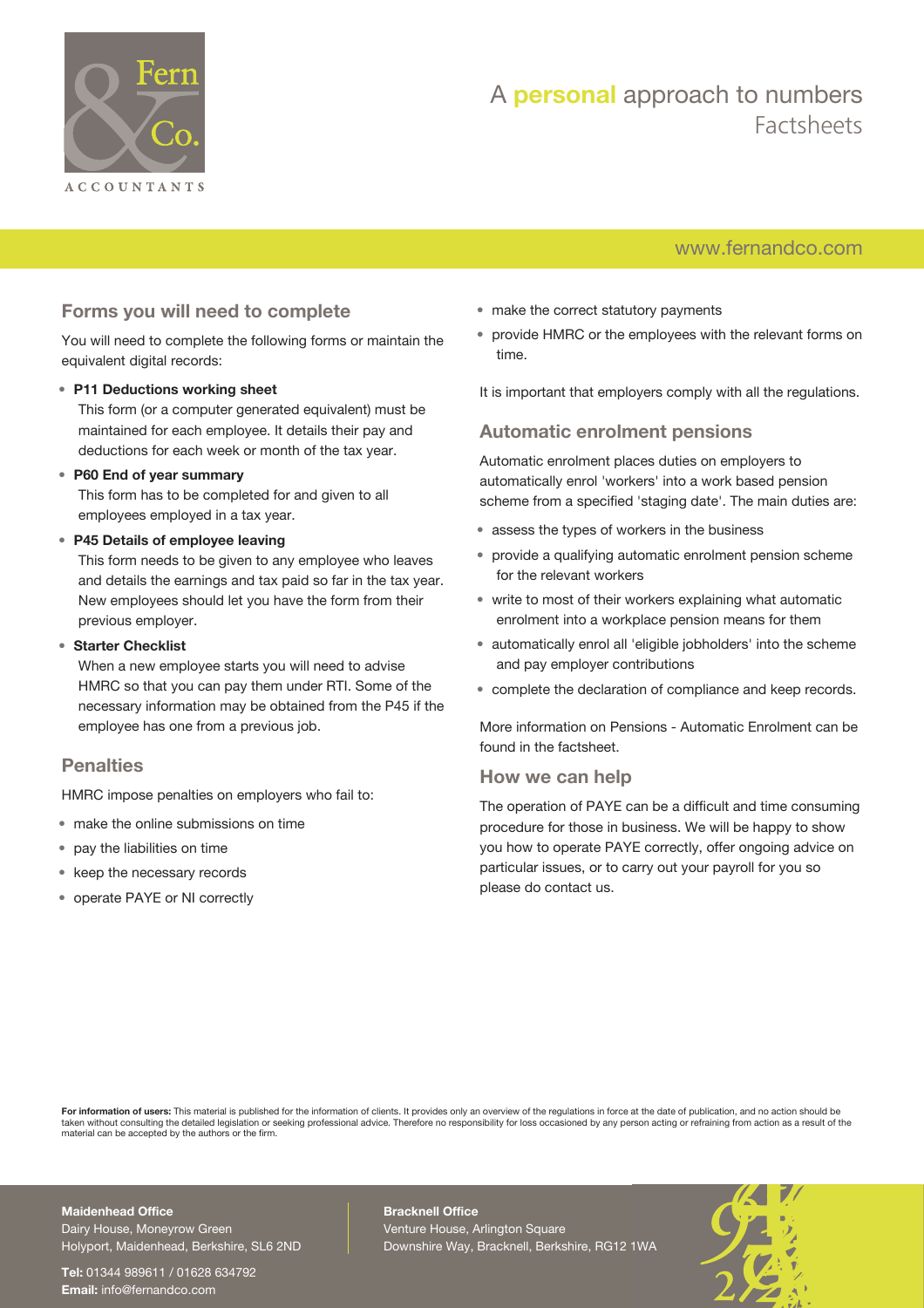## Forms you will need to complete

You will need to complete the following forms or maintain the equivalent digital records:

- **P11 Deductions working sheet**
  This form (or a computer generated equivalent) must be maintained for each employee. It details their pay and deductions for each week or month of the tax year.
- **P60 End of year summary**
  This form has to be completed for and given to all employees employed in a tax year.
- **P45 Details of employee leaving**
  This form needs to be given to any employee who leaves and details the earnings and tax paid so far in the tax year. New employees should let you have the form from their previous employer.
- **Starter Checklist**
  When a new employee starts you will need to advise HMRC so that you can pay them under RTI. Some of the necessary information may be obtained from the P45 if the employee has one from a previous job.

## Penalties

HMRC impose penalties on employers who fail to:

- make the online submissions on time
- pay the liabilities on time
- keep the necessary records
- operate PAYE or NI correctly
- make the correct statutory payments
- provide HMRC or the employees with the relevant forms on time.

It is important that employers comply with all the regulations.

## Automatic enrolment pensions

Automatic enrolment places duties on employers to automatically enrol 'workers' into a work based pension scheme from a specified 'staging date'. The main duties are:

- assess the types of workers in the business
- provide a qualifying automatic enrolment pension scheme for the relevant workers
- write to most of their workers explaining what automatic enrolment into a workplace pension means for them
- automatically enrol all 'eligible jobholders' into the scheme and pay employer contributions
- complete the declaration of compliance and keep records.

More information on Pensions - Automatic Enrolment can be found in the factsheet.

## How we can help

The operation of PAYE can be a difficult and time consuming procedure for those in business. We will be happy to show you how to operate PAYE correctly, offer ongoing advice on particular issues, or to carry out your payroll for you so please do contact us.

**For information of users:** This material is published for the information of clients. It provides only an overview of the regulations in force at the date of publication, and no action should be taken without consulting the detailed legislation or seeking professional advice. Therefore no responsibility for loss occasioned by any person acting or refraining from action as a result of the material can be accepted by the authors or the firm.